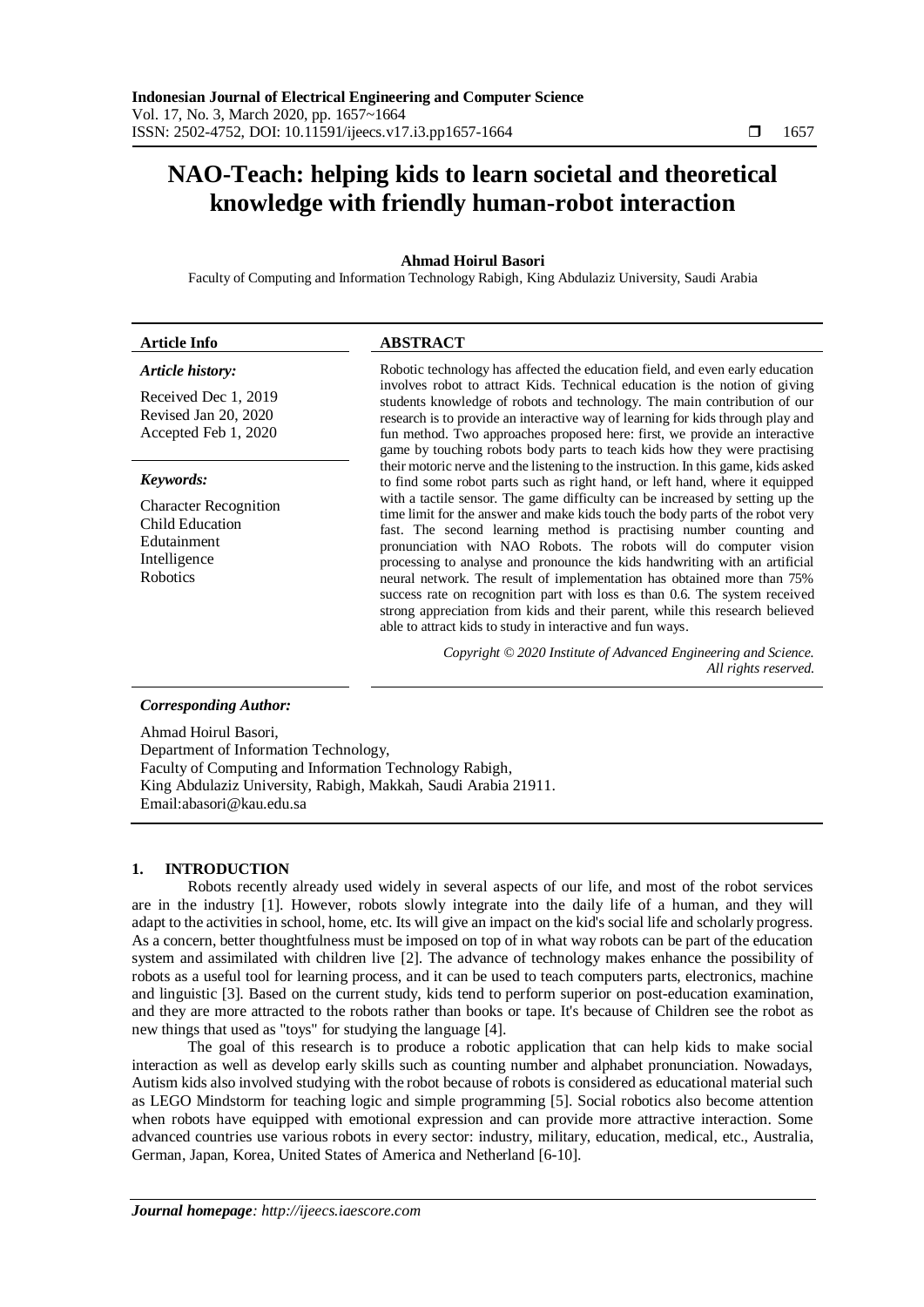# NAO-Teach: helping kids to learn societal and theoretical knowledge with friendly human-robot interaction

**Ahmad Hoirul Basori**

Faculty of Computing and Information Technology Rabigh, King Abdulaziz University, Saudi Arabia

**Article Info**

*Article history:*

Received Dec 1, 2019
Revised Jan 20, 2020
Accepted Feb 1, 2020

*Keywords:*

Character Recognition
Child Education
Edutainment
Intelligence
Robotics

**ABSTRACT**

Robotic technology has affected the education field, and even early education involves robot to attract Kids. Technical education is the notion of giving students knowledge of robots and technology. The main contribution of our research is to provide an interactive way of learning for kids through play and fun method. Two approaches proposed here: first, we provide an interactive game by touching robots body parts to teach kids how they were practising their motoric nerve and the listening to the instruction. In this game, kids asked to find some robot parts such as right hand, or left hand, where it equipped with a tactile sensor. The game difficulty can be increased by setting up the time limit for the answer and make kids touch the body parts of the robot very fast. The second learning method is practising number counting and pronunciation with NAO Robots. The robots will do computer vision processing to analyse and pronounce the kids handwriting with an artificial neural network. The result of implementation has obtained more than 75% success rate on recognition part with loss es than 0.6. The system received strong appreciation from kids and their parent, while this research believed able to attract kids to study in interactive and fun ways.

*Copyright © 2020 Institute of Advanced Engineering and Science. All rights reserved.*

***Corresponding Author:***

Ahmad Hoirul Basori,
Department of Information Technology,
Faculty of Computing and Information Technology Rabigh,
King Abdulaziz University, Rabigh, Makkah, Saudi Arabia 21911.
Email:abasori@kau.edu.sa

## 1. INTRODUCTION

Robots recently already used widely in several aspects of our life, and most of the robot services are in the industry [1]. However, robots slowly integrate into the daily life of a human, and they will adapt to the activities in school, home, etc. Its will give an impact on the kid's social life and scholarly progress. As a concern, better thoughtfulness must be imposed on top of in what way robots can be part of the education system and assimilated with children live [2]. The advance of technology makes enhance the possibility of robots as a useful tool for learning process, and it can be used to teach computers parts, electronics, machine and linguistic [3]. Based on the current study, kids tend to perform superior on post-education examination, and they are more attracted to the robots rather than books or tape. It's because of Children see the robot as new things that used as "toys" for studying the language [4].

The goal of this research is to produce a robotic application that can help kids to make social interaction as well as develop early skills such as counting number and alphabet pronunciation. Nowadays, Autism kids also involved studying with the robot because of robots is considered as educational material such as LEGO Mindstorm for teaching logic and simple programming [5]. Social robotics also become attention when robots have equipped with emotional expression and can provide more attractive interaction. Some advanced countries use various robots in every sector: industry, military, education, medical, etc., Australia, German, Japan, Korea, United States of America and Netherland [6-10].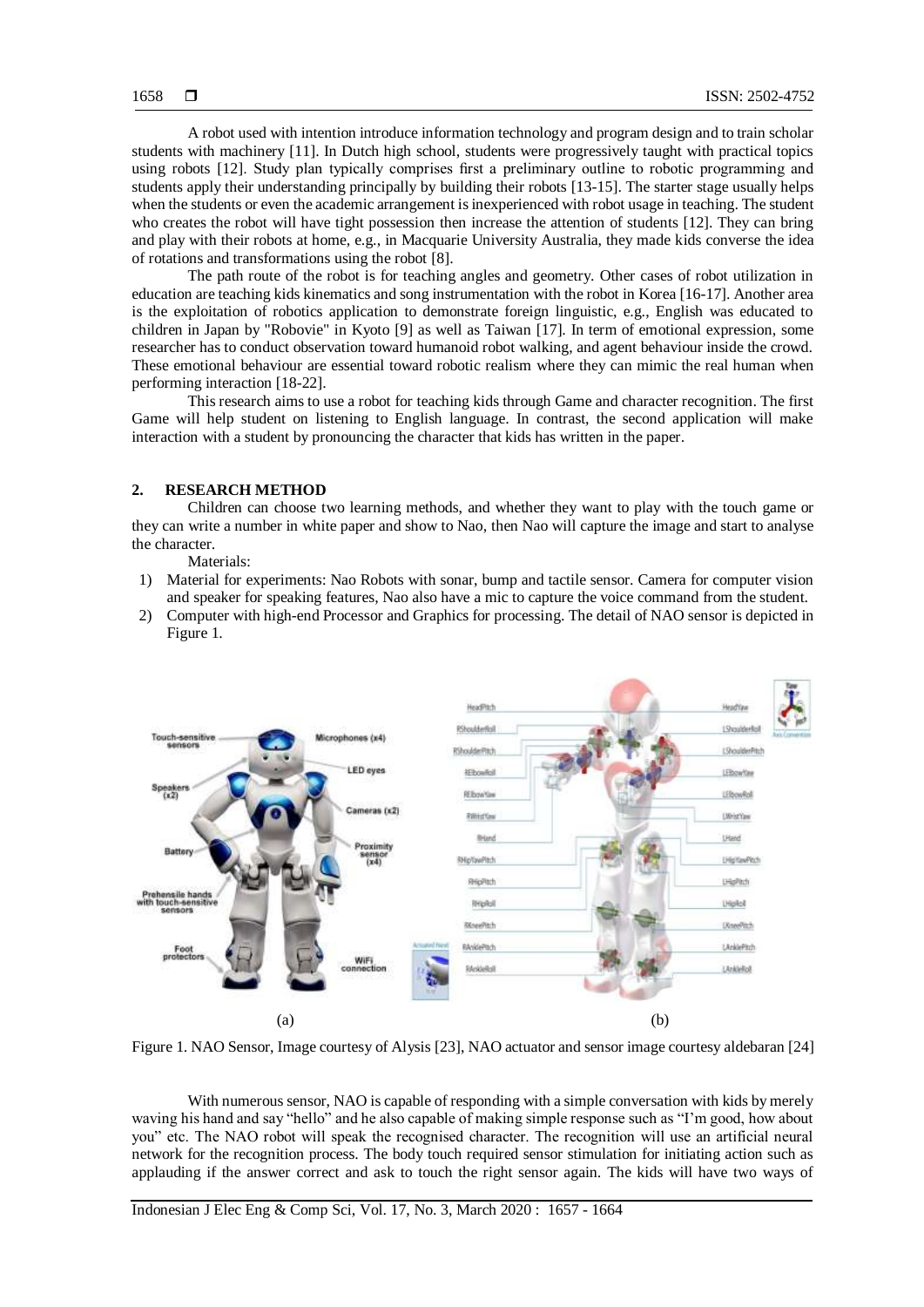A robot used with intention introduce information technology and program design and to train scholar students with machinery [11]. In Dutch high school, students were progressively taught with practical topics using robots [12]. Study plan typically comprises first a preliminary outline to robotic programming and students apply their understanding principally by building their robots [13-15]. The starter stage usually helps when the students or even the academic arrangement is inexperienced with robot usage in teaching. The student who creates the robot will have tight possession then increase the attention of students [12]. They can bring and play with their robots at home, e.g., in Macquarie University Australia, they made kids converse the idea of rotations and transformations using the robot [8].

The path route of the robot is for teaching angles and geometry. Other cases of robot utilization in education are teaching kids kinematics and song instrumentation with the robot in Korea [16-17]. Another area is the exploitation of robotics application to demonstrate foreign linguistic, e.g., English was educated to children in Japan by "Robovie" in Kyoto [9] as well as Taiwan [17]. In term of emotional expression, some researcher has to conduct observation toward humanoid robot walking, and agent behaviour inside the crowd. These emotional behaviour are essential toward robotic realism where they can mimic the real human when performing interaction [18-22].

This research aims to use a robot for teaching kids through Game and character recognition. The first Game will help student on listening to English language. In contrast, the second application will make interaction with a student by pronouncing the character that kids has written in the paper.

## 2. RESEARCH METHOD

Children can choose two learning methods, and whether they want to play with the touch game or they can write a number in white paper and show to Nao, then Nao will capture the image and start to analyse the character.

Materials:

1) Material for experiments: Nao Robots with sonar, bump and tactile sensor. Camera for computer vision and speaker for speaking features, Nao also have a mic to capture the voice command from the student.
2) Computer with high-end Processor and Graphics for processing. The detail of NAO sensor is depicted in Figure 1.

(a) (b)

Figure 1. NAO Sensor, Image courtesy of Alysis [23], NAO actuator and sensor image courtesy aldebaran [24]

With numerous sensor, NAO is capable of responding with a simple conversation with kids by merely waving his hand and say "hello" and he also capable of making simple response such as "I'm good, how about you" etc. The NAO robot will speak the recognised character. The recognition will use an artificial neural network for the recognition process. The body touch required sensor stimulation for initiating action such as applauding if the answer correct and ask to touch the right sensor again. The kids will have two ways of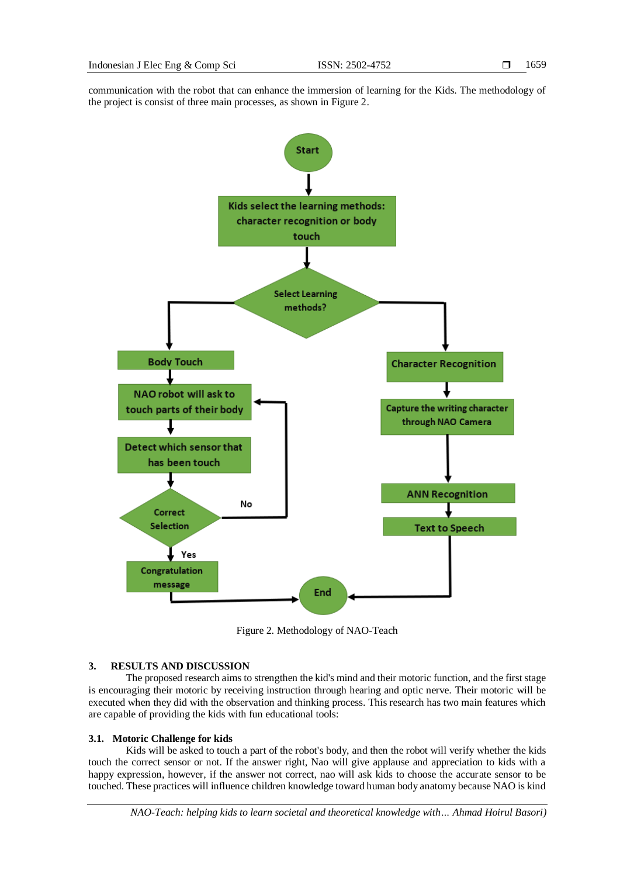communication with the robot that can enhance the immersion of learning for the Kids. The methodology of the project is consist of three main processes, as shown in Figure 2.

Figure 2. Methodology of NAO-Teach

## 3. RESULTS AND DISCUSSION

The proposed research aims to strengthen the kid's mind and their motoric function, and the first stage is encouraging their motoric by receiving instruction through hearing and optic nerve. Their motoric will be executed when they did with the observation and thinking process. This research has two main features which are capable of providing the kids with fun educational tools:

### 3.1. Motoric Challenge for kids

Kids will be asked to touch a part of the robot's body, and then the robot will verify whether the kids touch the correct sensor or not. If the answer right, Nao will give applause and appreciation to kids with a happy expression, however, if the answer not correct, nao will ask kids to choose the accurate sensor to be touched. These practices will influence children knowledge toward human body anatomy because NAO is kind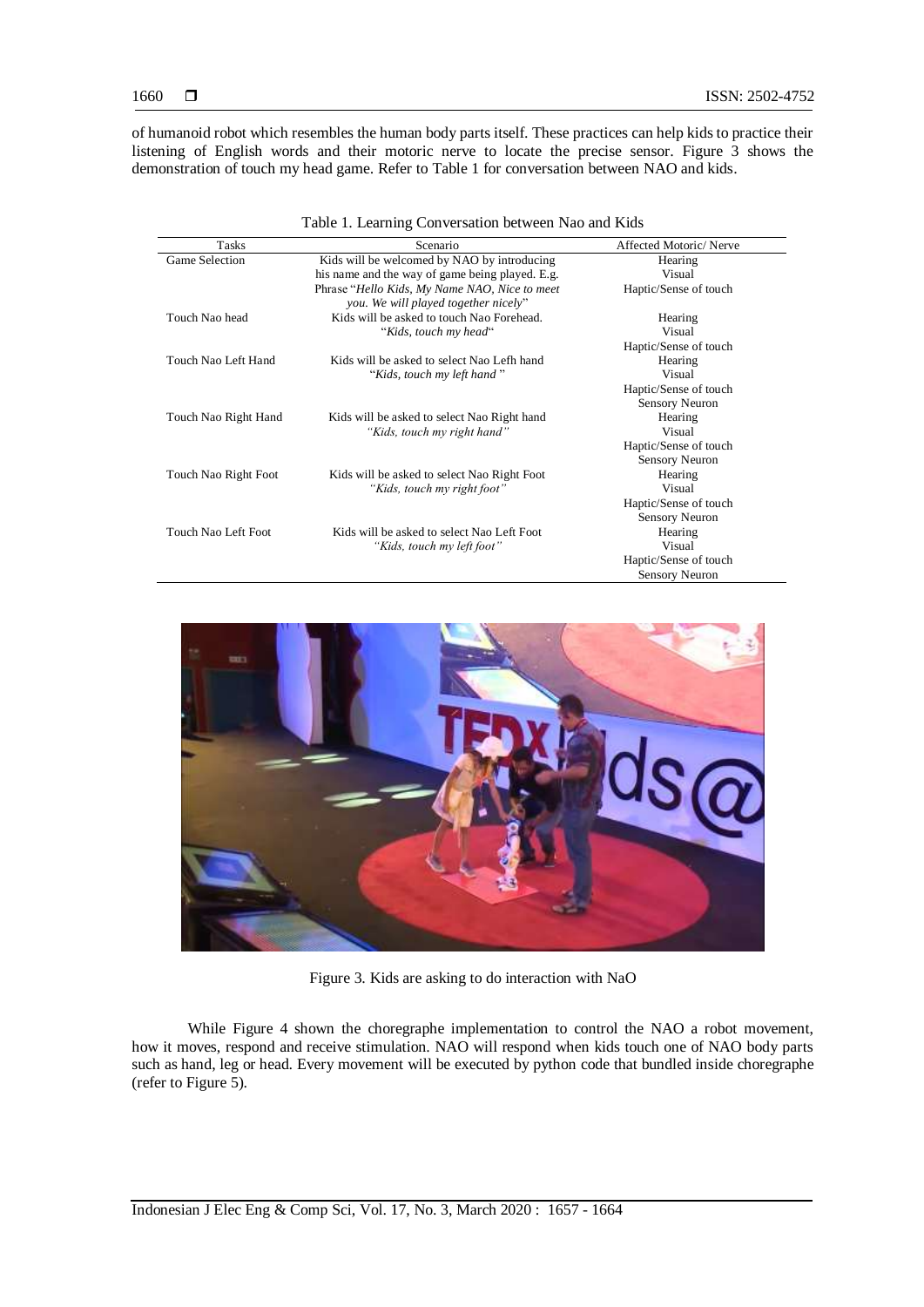of humanoid robot which resembles the human body parts itself. These practices can help kids to practice their listening of English words and their motoric nerve to locate the precise sensor. Figure 3 shows the demonstration of touch my head game. Refer to Table 1 for conversation between NAO and kids.

Table 1. Learning Conversation between Nao and Kids

| Tasks | Scenario | Affected Motoric/ Nerve |
|---|---|---|
| Game Selection | Kids will be welcomed by NAO by introducing his name and the way of game being played. E.g. Phrase "*Hello Kids, My Name NAO, Nice to meet you. We will played together nicely*" | Hearing<br>Visual<br>Haptic/Sense of touch |
| Touch Nao head | Kids will be asked to touch Nao Forehead.<br>"*Kids, touch my head*" | Hearing<br>Visual<br>Haptic/Sense of touch |
| Touch Nao Left Hand | Kids will be asked to select Nao Lefh hand<br>"*Kids, touch my left hand* " | Hearing<br>Visual<br>Haptic/Sense of touch<br>Sensory Neuron |
| Touch Nao Right Hand | Kids will be asked to select Nao Right hand<br>*"Kids, touch my right hand"* | Hearing<br>Visual<br>Haptic/Sense of touch<br>Sensory Neuron |
| Touch Nao Right Foot | Kids will be asked to select Nao Right Foot<br>*"Kids, touch my right foot"* | Hearing<br>Visual<br>Haptic/Sense of touch<br>Sensory Neuron |
| Touch Nao Left Foot | Kids will be asked to select Nao Left Foot<br>*"Kids, touch my left foot"* | Hearing<br>Visual<br>Haptic/Sense of touch<br>Sensory Neuron |

Figure 3. Kids are asking to do interaction with NaO

While Figure 4 shown the choregraphe implementation to control the NAO a robot movement, how it moves, respond and receive stimulation. NAO will respond when kids touch one of NAO body parts such as hand, leg or head. Every movement will be executed by python code that bundled inside choregraphe (refer to Figure 5).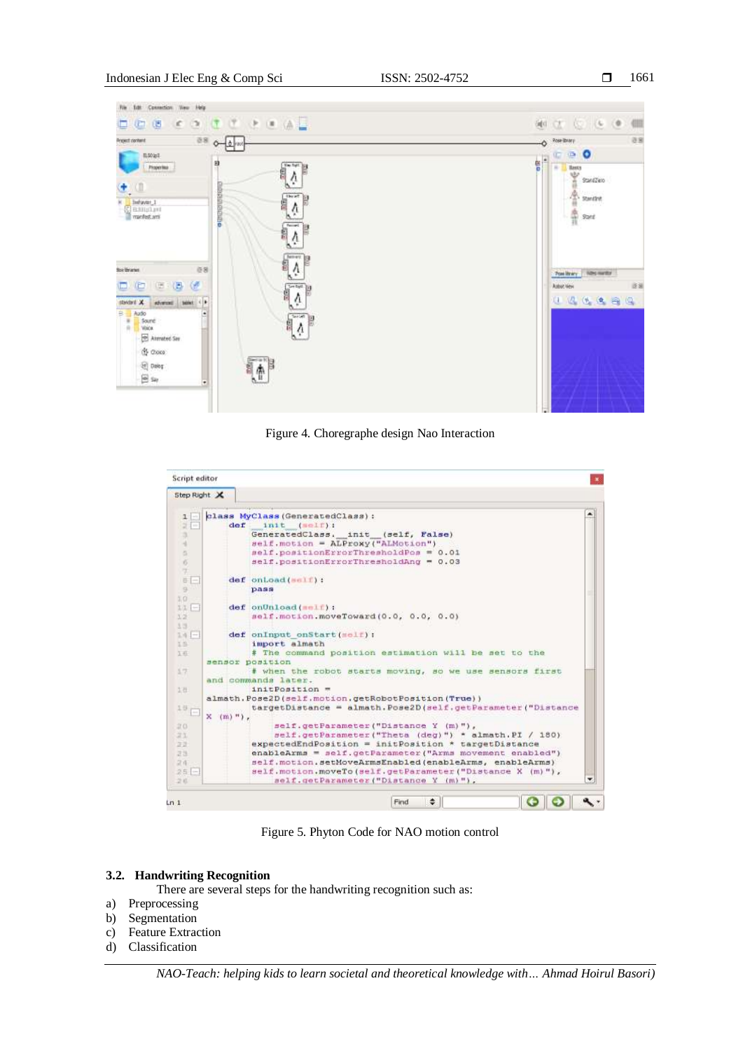Figure 4. Choregraphe design Nao Interaction

Figure 5. Phyton Code for NAO motion control

### 3.2. Handwriting Recognition

There are several steps for the handwriting recognition such as:

a) Preprocessing
b) Segmentation
c) Feature Extraction
d) Classification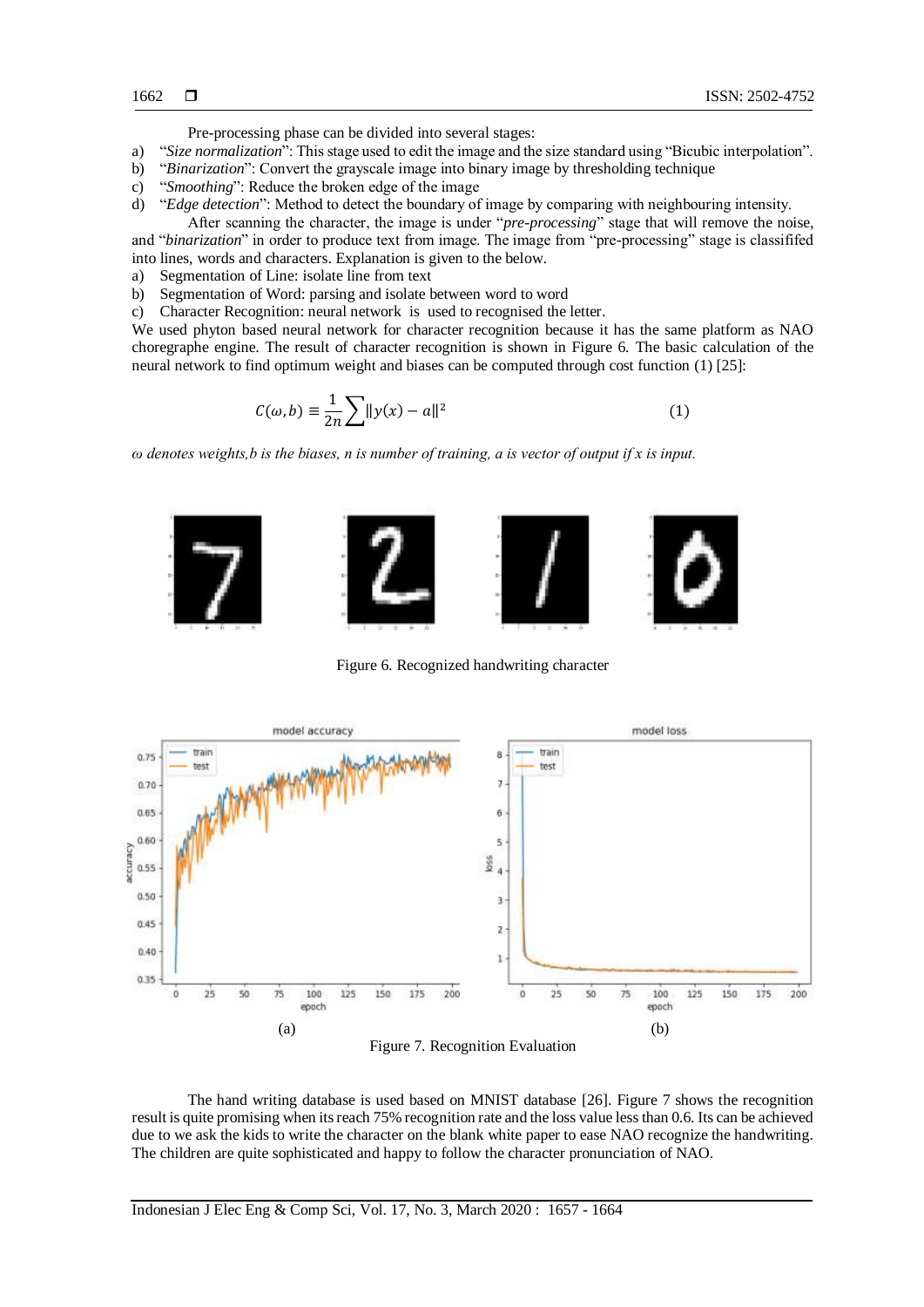Pre-processing phase can be divided into several stages:

a) "*Size normalization*": This stage used to edit the image and the size standard using "Bicubic interpolation".
b) "*Binarization*": Convert the grayscale image into binary image by thresholding technique
c) "*Smoothing*": Reduce the broken edge of the image
d) "*Edge detection*": Method to detect the boundary of image by comparing with neighbouring intensity.

After scanning the character, the image is under "*pre-processing*" stage that will remove the noise, and "*binarization*" in order to produce text from image. The image from "pre-processing" stage is classififed into lines, words and characters. Explanation is given to the below.

a) Segmentation of Line: isolate line from text
b) Segmentation of Word: parsing and isolate between word to word
c) Character Recognition: neural network is used to recognised the letter.

We used phyton based neural network for character recognition because it has the same platform as NAO choregraphe engine. The result of character recognition is shown in Figure 6. The basic calculation of the neural network to find optimum weight and biases can be computed through cost function (1) [25]:

$$C(\omega, b) \equiv \frac{1}{2n} \sum \|y(x) - a\|^2 \tag{1}$$

*ω denotes weights,b is the biases, n is number of training, a is vector of output if x is input.*

Figure 6. Recognized handwriting character

(a) (b)

Figure 7. Recognition Evaluation

The hand writing database is used based on MNIST database [26]. Figure 7 shows the recognition result is quite promising when its reach 75% recognition rate and the loss value less than 0.6. Its can be achieved due to we ask the kids to write the character on the blank white paper to ease NAO recognize the handwriting. The children are quite sophisticated and happy to follow the character pronunciation of NAO.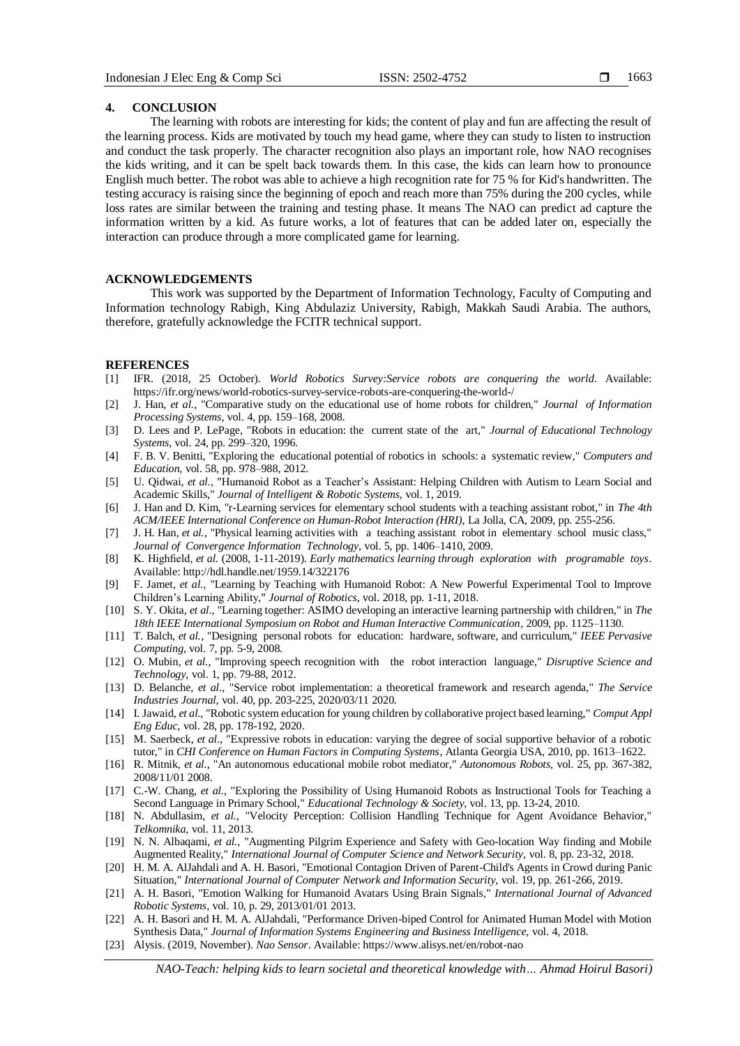## 4. CONCLUSION

The learning with robots are interesting for kids; the content of play and fun are affecting the result of the learning process. Kids are motivated by touch my head game, where they can study to listen to instruction and conduct the task properly. The character recognition also plays an important role, how NAO recognises the kids writing, and it can be spelt back towards them. In this case, the kids can learn how to pronounce English much better. The robot was able to achieve a high recognition rate for 75 % for Kid's handwritten. The testing accuracy is raising since the beginning of epoch and reach more than 75% during the 200 cycles, while loss rates are similar between the training and testing phase. It means The NAO can predict ad capture the information written by a kid. As future works, a lot of features that can be added later on, especially the interaction can produce through a more complicated game for learning.

## ACKNOWLEDGEMENTS

This work was supported by the Department of Information Technology, Faculty of Computing and Information technology Rabigh, King Abdulaziz University, Rabigh, Makkah Saudi Arabia. The authors, therefore, gratefully acknowledge the FCITR technical support.

## REFERENCES

[1] IFR. (2018, 25 October). *World Robotics Survey:Service robots are conquering the world*. Available: https://ifr.org/news/world-robotics-survey-service-robots-are-conquering-the-world-/
[2] J. Han, *et al.*, "Comparative study on the educational use of home robots for children," *Journal of Information Processing Systems*, vol. 4, pp. 159–168, 2008.
[3] D. Lees and P. LePage, "Robots in education: the current state of the art," *Journal of Educational Technology Systems*, vol. 24, pp. 299–320, 1996.
[4] F. B. V. Benitti, "Exploring the educational potential of robotics in schools: a systematic review," *Computers and Education*, vol. 58, pp. 978–988, 2012.
[5] U. Qidwai, *et al.*, "Humanoid Robot as a Teacher's Assistant: Helping Children with Autism to Learn Social and Academic Skills," *Journal of Intelligent & Robotic Systems*, vol. 1, 2019.
[6] J. Han and D. Kim, "r-Learning services for elementary school students with a teaching assistant robot," in *The 4th ACM/IEEE International Conference on Human-Robot Interaction (HRI)*, La Jolla, CA, 2009, pp. 255-256.
[7] J. H. Han, *et al.*, "Physical learning activities with a teaching assistant robot in elementary school music class," *Journal of Convergence Information Technology*, vol. 5, pp. 1406–1410, 2009.
[8] K. Highfield, *et al.* (2008, 1-11-2019). *Early mathematics learning through exploration with programable toys*. Available: http://hdl.handle.net/1959.14/322176
[9] F. Jamet, *et al.*, "Learning by Teaching with Humanoid Robot: A New Powerful Experimental Tool to Improve Children's Learning Ability," *Journal of Robotics*, vol. 2018, pp. 1-11, 2018.
[10] S. Y. Okita, *et al.*, "Learning together: ASIMO developing an interactive learning partnership with children," in *The 18th IEEE International Symposium on Robot and Human Interactive Communication*, 2009, pp. 1125–1130.
[11] T. Balch, *et al.*, "Designing personal robots for education: hardware, software, and curriculum," *IEEE Pervasive Computing*, vol. 7, pp. 5-9, 2008.
[12] O. Mubin, *et al.*, "Improving speech recognition with the robot interaction language," *Disruptive Science and Technology*, vol. 1, pp. 79-88, 2012.
[13] D. Belanche, *et al.*, "Service robot implementation: a theoretical framework and research agenda," *The Service Industries Journal*, vol. 40, pp. 203-225, 2020/03/11 2020.
[14] I. Jawaid, *et al.*, "Robotic system education for young children by collaborative project based learning," *Comput Appl Eng Educ*, vol. 28, pp. 178-192, 2020.
[15] M. Saerbeck, *et al.*, "Expressive robots in education: varying the degree of social supportive behavior of a robotic tutor," in *CHI Conference on Human Factors in Computing Systems*, Atlanta Georgia USA, 2010, pp. 1613–1622.
[16] R. Mitnik, *et al.*, "An autonomous educational mobile robot mediator," *Autonomous Robots*, vol. 25, pp. 367-382, 2008/11/01 2008.
[17] C.-W. Chang, *et al.*, "Exploring the Possibility of Using Humanoid Robots as Instructional Tools for Teaching a Second Language in Primary School," *Educational Technology & Society*, vol. 13, pp. 13-24, 2010.
[18] N. Abdullasim, *et al.*, "Velocity Perception: Collision Handling Technique for Agent Avoidance Behavior," *Telkomnika*, vol. 11, 2013.
[19] N. N. Albaqami, *et al.*, "Augmenting Pilgrim Experience and Safety with Geo-location Way finding and Mobile Augmented Reality," *International Journal of Computer Science and Network Security*, vol. 8, pp. 23-32, 2018.
[20] H. M. A. AlJahdali and A. H. Basori, "Emotional Contagion Driven of Parent-Child's Agents in Crowd during Panic Situation," *International Journal of Computer Network and Information Security*, vol. 19, pp. 261-266, 2019.
[21] A. H. Basori, "Emotion Walking for Humanoid Avatars Using Brain Signals," *International Journal of Advanced Robotic Systems*, vol. 10, p. 29, 2013/01/01 2013.
[22] A. H. Basori and H. M. A. AlJahdali, "Performance Driven-biped Control for Animated Human Model with Motion Synthesis Data," *Journal of Information Systems Engineering and Business Intelligence*, vol. 4, 2018.
[23] Alysis. (2019, November). *Nao Sensor*. Available: https://www.alisys.net/en/robot-nao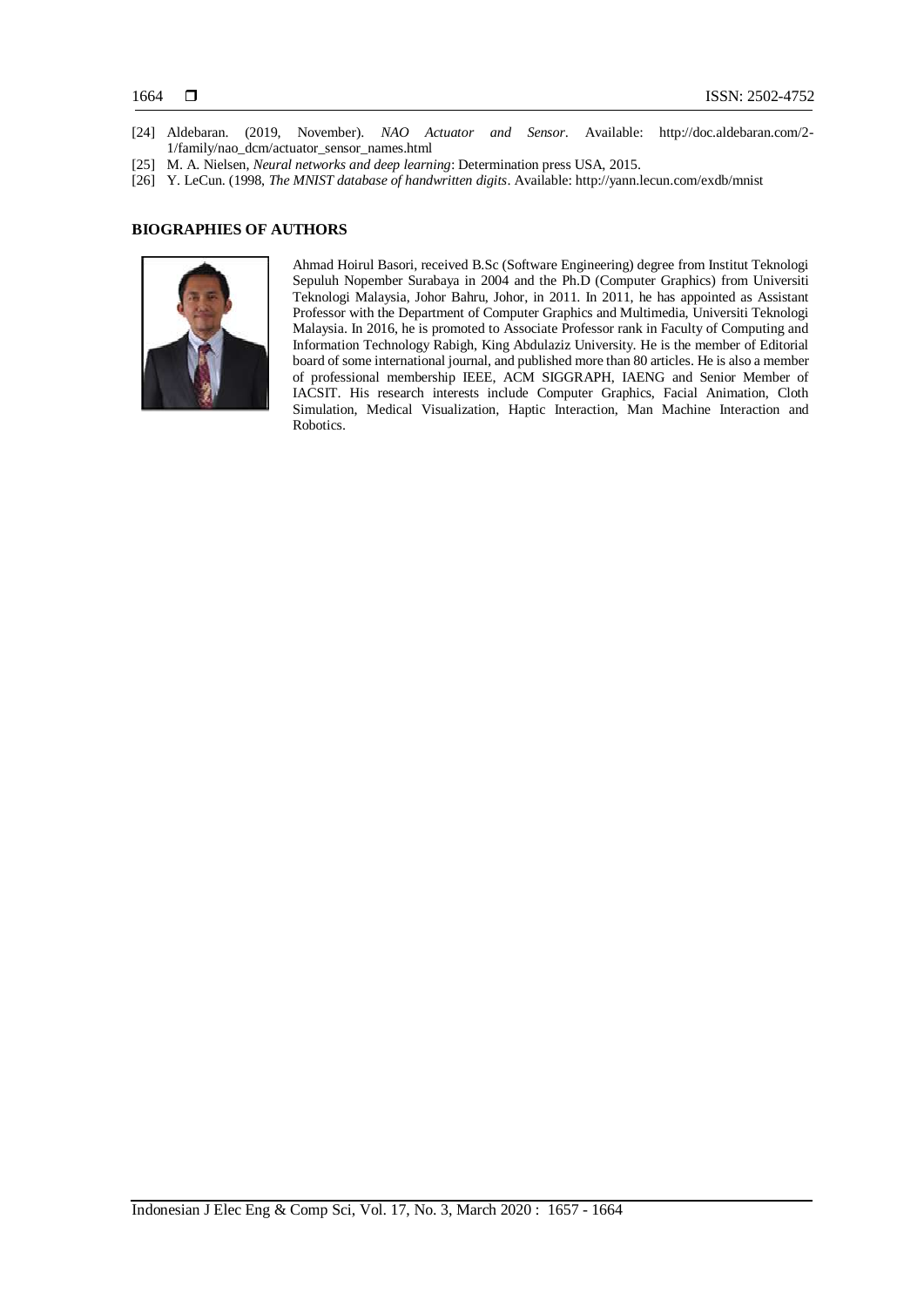[24] Aldebaran. (2019, November). *NAO Actuator and Sensor*. Available: http://doc.aldebaran.com/2-1/family/nao_dcm/actuator_sensor_names.html

[25] M. A. Nielsen, *Neural networks and deep learning*: Determination press USA, 2015.

[26] Y. LeCun. (1998, *The MNIST database of handwritten digits*. Available: http://yann.lecun.com/exdb/mnist

### BIOGRAPHIES OF AUTHORS

Ahmad Hoirul Basori, received B.Sc (Software Engineering) degree from Institut Teknologi Sepuluh Nopember Surabaya in 2004 and the Ph.D (Computer Graphics) from Universiti Teknologi Malaysia, Johor Bahru, Johor, in 2011. In 2011, he has appointed as Assistant Professor with the Department of Computer Graphics and Multimedia, Universiti Teknologi Malaysia. In 2016, he is promoted to Associate Professor rank in Faculty of Computing and Information Technology Rabigh, King Abdulaziz University. He is the member of Editorial board of some international journal, and published more than 80 articles. He is also a member of professional membership IEEE, ACM SIGGRAPH, IAENG and Senior Member of IACSIT. His research interests include Computer Graphics, Facial Animation, Cloth Simulation, Medical Visualization, Haptic Interaction, Man Machine Interaction and Robotics.